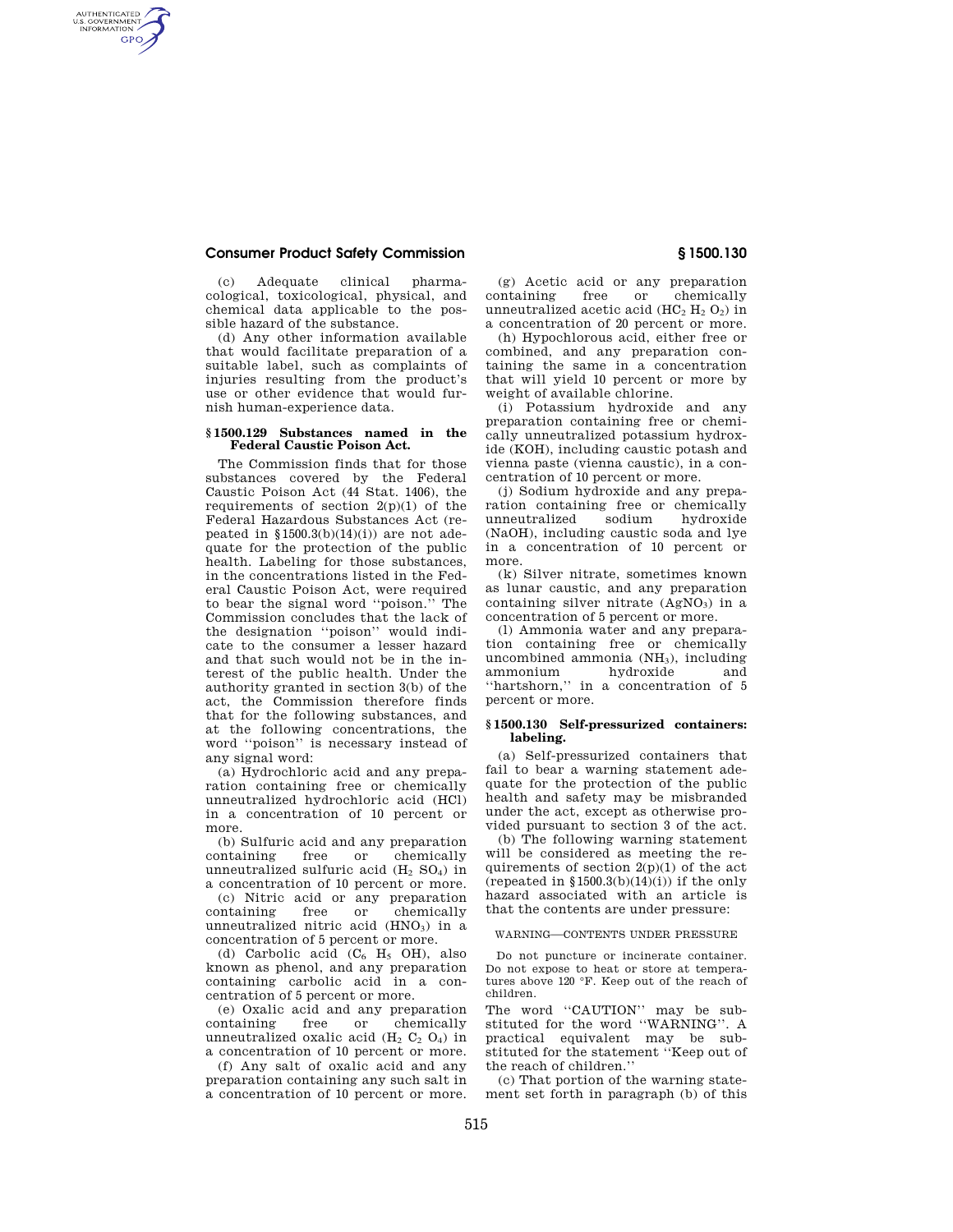(c) Adequate clinical pharmacological, toxicological, physical, and chemical data applicable to the possible hazard of the substance.

(d) Any other information available that would facilitate preparation of a suitable label, such as complaints of injuries resulting from the product's use or other evidence that would furnish human-experience data.

### § 1500.129 Substances named in the Federal Caustic Poison Act.

The Commission finds that for those substances covered by the Federal Caustic Poison Act (44 Stat. 1406), the requirements of section 2(p)(1) of the Federal Hazardous Substances Act (repeated in §1500.3(b)(14)(i)) are not adequate for the protection of the public health. Labeling for those substances, in the concentrations listed in the Federal Caustic Poison Act, were required to bear the signal word "poison." The Commission concludes that the lack of the designation "poison" would indicate to the consumer a lesser hazard and that such would not be in the interest of the public health. Under the authority granted in section 3(b) of the act, the Commission therefore finds that for the following substances, and at the following concentrations, the word "poison" is necessary instead of any signal word:

(a) Hydrochloric acid and any preparation containing free or chemically unneutralized hydrochloric acid (HCl) in a concentration of 10 percent or more.

(b) Sulfuric acid and any preparation containing free or chemically unneutralized sulfuric acid ($H_2$ $SO_4$) in a concentration of 10 percent or more.

(c) Nitric acid or any preparation containing free or chemically unneutralized nitric acid ($HNO_3$) in a concentration of 5 percent or more.

(d) Carbolic acid ($C_6$ $H_5$ OH), also known as phenol, and any preparation containing carbolic acid in a concentration of 5 percent or more.

(e) Oxalic acid and any preparation containing free or chemically unneutralized oxalic acid ($H_2$ $C_2$ $O_4$) in a concentration of 10 percent or more.

(f) Any salt of oxalic acid and any preparation containing any such salt in a concentration of 10 percent or more.

(g) Acetic acid or any preparation containing free or chemically unneutralized acetic acid ($HC_2$ $H_2$ $O_2$) in a concentration of 20 percent or more.

(h) Hypochlorous acid, either free or combined, and any preparation containing the same in a concentration that will yield 10 percent or more by weight of available chlorine.

(i) Potassium hydroxide and any preparation containing free or chemically unneutralized potassium hydroxide (KOH), including caustic potash and vienna paste (vienna caustic), in a concentration of 10 percent or more.

(j) Sodium hydroxide and any preparation containing free or chemically unneutralized sodium hydroxide (NaOH), including caustic soda and lye in a concentration of 10 percent or more.

(k) Silver nitrate, sometimes known as lunar caustic, and any preparation containing silver nitrate ($AgNO_3$) in a concentration of 5 percent or more.

(l) Ammonia water and any preparation containing free or chemically uncombined ammonia ($NH_3$), including ammonium hydroxide and "hartshorn," in a concentration of 5 percent or more.

### § 1500.130 Self-pressurized containers: labeling.

(a) Self-pressurized containers that fail to bear a warning statement adequate for the protection of the public health and safety may be misbranded under the act, except as otherwise provided pursuant to section 3 of the act.

(b) The following warning statement will be considered as meeting the requirements of section 2(p)(1) of the act (repeated in §1500.3(b)(14)(i)) if the only hazard associated with an article is that the contents are under pressure:

WARNING—CONTENTS UNDER PRESSURE

Do not puncture or incinerate container. Do not expose to heat or store at temperatures above 120 °F. Keep out of the reach of children.

The word "CAUTION" may be substituted for the word "WARNING". A practical equivalent may be substituted for the statement "Keep out of the reach of children."

(c) That portion of the warning statement set forth in paragraph (b) of this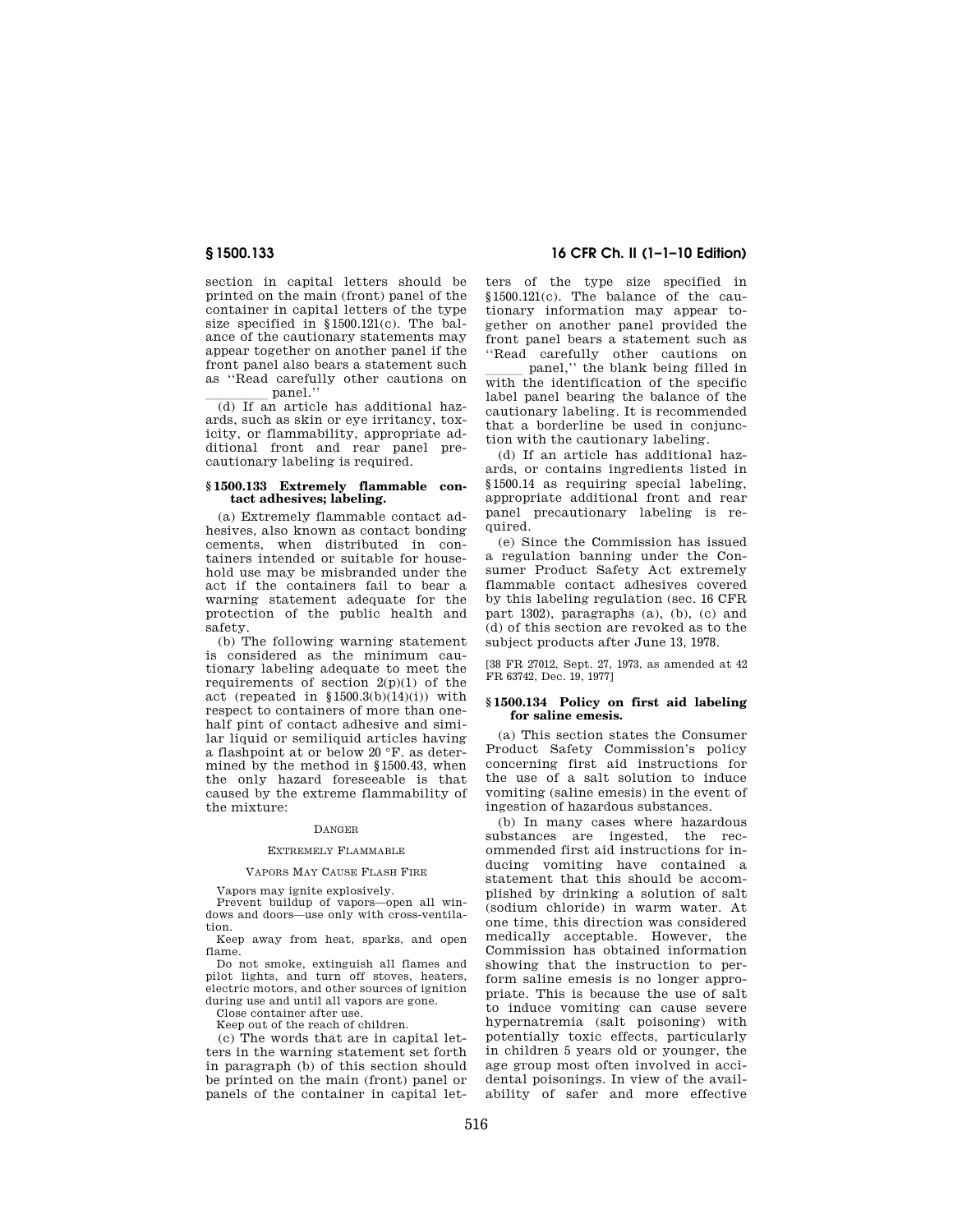section in capital letters should be printed on the main (front) panel of the container in capital letters of the type size specified in §1500.121(c). The balance of the cautionary statements may appear together on another panel if the front panel also bears a statement such as ''Read carefully other cautions on \_\_\_\_\_\_\_\_ panel.''

(d) If an article has additional hazards, such as skin or eye irritancy, toxicity, or flammability, appropriate additional front and rear panel precautionary labeling is required.

### § 1500.133 Extremely flammable contact adhesives; labeling.

(a) Extremely flammable contact adhesives, also known as contact bonding cements, when distributed in containers intended or suitable for household use may be misbranded under the act if the containers fail to bear a warning statement adequate for the protection of the public health and safety.

(b) The following warning statement is considered as the minimum cautionary labeling adequate to meet the requirements of section 2(p)(1) of the act (repeated in §1500.3(b)(14)(i)) with respect to containers of more than one-half pint of contact adhesive and similar liquid or semiliquid articles having a flashpoint at or below 20 °F. as determined by the method in §1500.43, when the only hazard foreseeable is that caused by the extreme flammability of the mixture:

DANGER

EXTREMELY FLAMMABLE

VAPORS MAY CAUSE FLASH FIRE

Vapors may ignite explosively.
Prevent buildup of vapors—open all windows and doors—use only with cross-ventilation.
Keep away from heat, sparks, and open flame.
Do not smoke, extinguish all flames and pilot lights, and turn off stoves, heaters, electric motors, and other sources of ignition during use and until all vapors are gone.
Close container after use.
Keep out of the reach of children.

(c) The words that are in capital letters in the warning statement set forth in paragraph (b) of this section should be printed on the main (front) panel or panels of the container in capital letters of the type size specified in §1500.121(c). The balance of the cautionary information may appear together on another panel provided the front panel bears a statement such as ''Read carefully other cautions on \_\_\_\_\_ panel,'' the blank being filled in with the identification of the specific label panel bearing the balance of the cautionary labeling. It is recommended that a borderline be used in conjunction with the cautionary labeling.

(d) If an article has additional hazards, or contains ingredients listed in §1500.14 as requiring special labeling, appropriate additional front and rear panel precautionary labeling is required.

(e) Since the Commission has issued a regulation banning under the Consumer Product Safety Act extremely flammable contact adhesives covered by this labeling regulation (sec. 16 CFR part 1302), paragraphs (a), (b), (c) and (d) of this section are revoked as to the subject products after June 13, 1978.

[38 FR 27012, Sept. 27, 1973, as amended at 42 FR 63742, Dec. 19, 1977]

### § 1500.134 Policy on first aid labeling for saline emesis.

(a) This section states the Consumer Product Safety Commission's policy concerning first aid instructions for the use of a salt solution to induce vomiting (saline emesis) in the event of ingestion of hazardous substances.

(b) In many cases where hazardous substances are ingested, the recommended first aid instructions for inducing vomiting have contained a statement that this should be accomplished by drinking a solution of salt (sodium chloride) in warm water. At one time, this direction was considered medically acceptable. However, the Commission has obtained information showing that the instruction to perform saline emesis is no longer appropriate. This is because the use of salt to induce vomiting can cause severe hypernatremia (salt poisoning) with potentially toxic effects, particularly in children 5 years old or younger, the age group most often involved in accidental poisonings. In view of the availability of safer and more effective